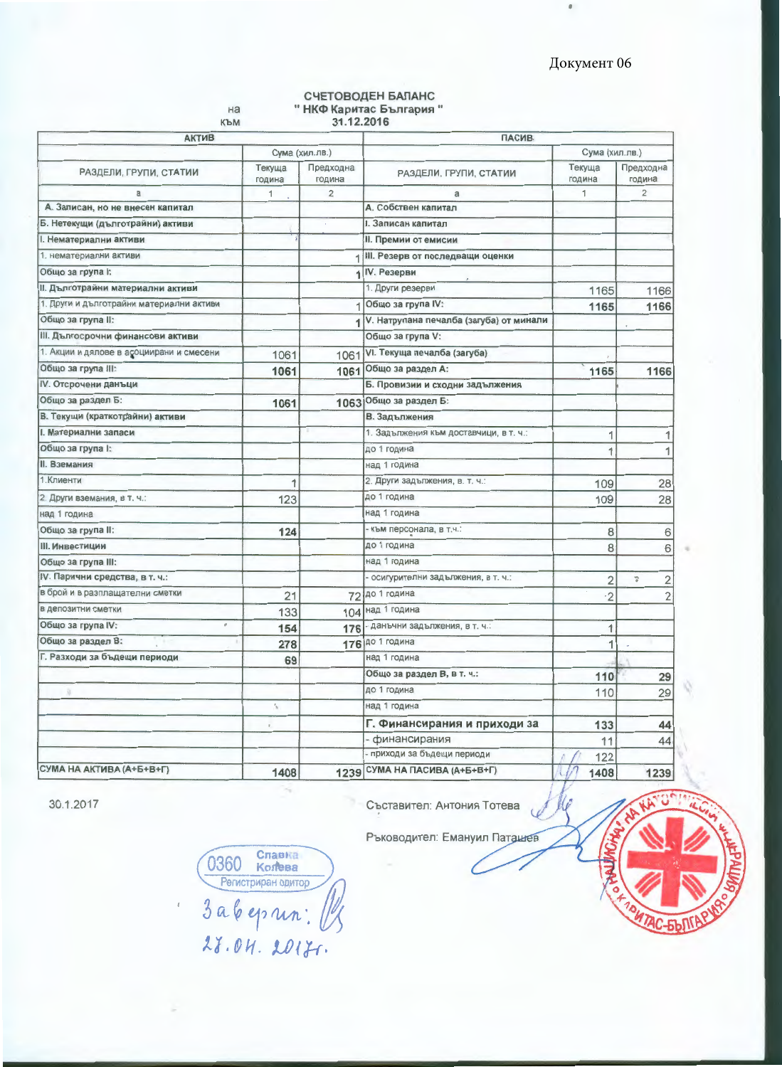Документ 06

# СЧЕТОВОДЕН БАЛАНС

на " НКФ Каритас България "

към 31.12.2016

| АКТИВ | | | ПАСИВ | | |
|---|---|---|---|---|---|
| | Сума (хил.лв.) | | | Сума (хил.лв.) | |
| РАЗДЕЛИ, ГРУПИ, СТАТИИ | Текуща година | Предходна година | РАЗДЕЛИ, ГРУПИ, СТАТИИ | Текуща година | Предходна година |
| а | 1 | 2 | а | 1 | 2 |
| **А. Записан, но не внесен капитал** | | | **А. Собствен капитал** | | |
| **Б. Нетекущи (дълготрайни) активи** | | | **I. Записан капитал** | | |
| **I. Нематериални активи** | | | **II. Премии от емисии** | | |
| 1. нематериални активи | | 1 | **III. Резерв от последващи оценки** | | |
| Общо за група I: | | 1 | **IV. Резерви** | | |
| **II. Дълготрайни материални активи** | | | 1. Други резерви | 1165 | 1166 |
| 1. Други и дълготрайни материални активи | | 1 | Общо за група IV: | **1165** | **1166** |
| Общо за група II: | | 1 | **V. Натрупана печалба (загуба) от минали** | | |
| **III. Дългосрочни финансови активи** | | | Общо за група V: | | |
| 1. Акции и дялове в асоциирани и смесени | 1061 | 1061 | **VI. Текуща печалба (загуба)** | | |
| Общо за група III: | **1061** | **1061** | Общо за раздел А: | **1165** | **1166** |
| **IV. Отсрочени данъци** | | | **Б. Провизии и сходни задължения** | | |
| Общо за раздел Б: | **1061** | **1063** | Общо за раздел Б: | | |
| **В. Текущи (краткотрайни) активи** | | | **В. Задължения** | | |
| **I. Материални запаси** | | | 1. Задължения към доставчици, в т. ч.: | 1 | 1 |
| Общо за група I: | | | до 1 година | 1 | 1 |
| **II. Вземания** | | | над 1 година | | |
| 1.Клиенти | 1 | | 2. Други задължения, в. т. ч.: | 109 | 28 |
| 2. Други вземания, в т. ч.: | 123 | | до 1 година | 109 | 28 |
| над 1 година | | | над 1 година | | |
| Общо за група II: | **124** | | - към персонала, в т.ч.: | 8 | 6 |
| **III. Инвестиции** | | | до 1 година | 8 | 6 |
| Общо за група III: | | | над 1 година | | |
| **IV. Парични средства, в т. ч.:** | | | - осигурителни задължения, в т. ч.: | 2 | 2 |
| в брой и в разплащателни сметки | 21 | 72 | до 1 година | 2 | 2 |
| в депозитни сметки | 133 | 104 | над 1 година | | |
| Общо за група IV: | **154** | **176** | - данъчни задължения, в т. ч.: | 1 | |
| Общо за раздел В: | **278** | **176** | до 1 година | 1 | |
| **Г. Разходи за бъдещи периоди** | **69** | | над 1 година | | |
| | | | **Общо за раздел В, в т. ч.:** | **110** | **29** |
| | | | до 1 година | 110 | 29 |
| | | | над 1 година | | |
| | | | **Г. Финансирания и приходи за** | **133** | **44** |
| | | | - финансирания | 11 | 44 |
| | | | - приходи за бъдещи периоди | 122 | |
| **СУМА НА АКТИВА (А+Б+В+Г)** | **1408** | **1239** | **СУМА НА ПАСИВА (А+Б+В+Г)** | **1408** | **1239** |

30.1.2017

Съставител: Антония Тотева

Ръководител: Емануил Паташев

0360 Славка Колева Регистриран одитор

Заверил: 28.04.2017г.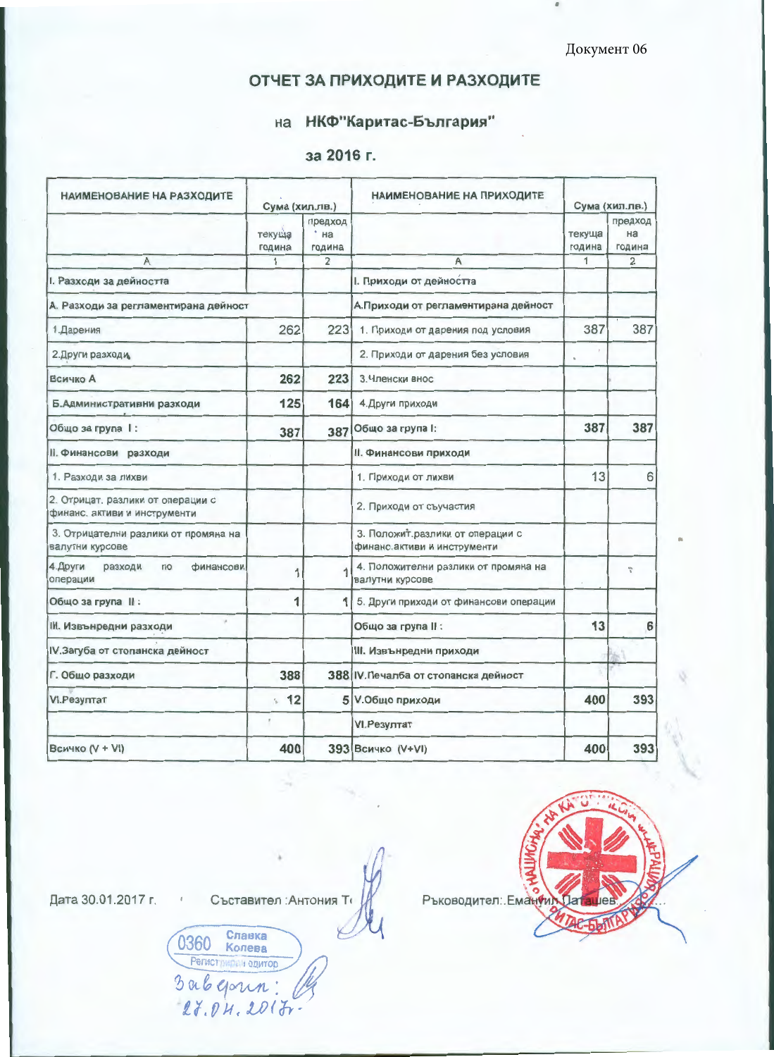Документ 06

# ОТЧЕТ ЗА ПРИХОДИТЕ И РАЗХОДИТЕ

## на НКФ"Каритас-България"

## за 2016 г.

| НАИМЕНОВАНИЕ НА РАЗХОДИТЕ | Сума (хил.лв.) | | НАИМЕНОВАНИЕ НА ПРИХОДИТЕ | Сума (хил.лв.) | |
|---|---|---|---|---|---|
| | текуща година | предход на година | | текуща година | предход на година |
| А | 1 | 2 | А | 1 | 2 |
| I. Разходи за дейността | | | I. Приходи от дейността | | |
| А. Разходи за регламентирана дейност | | | А.Приходи от регламентирана дейност | | |
| 1.Дарения | 262 | 223 | 1. Приходи от дарения под условия | 387 | 387 |
| 2.Други разходи | | | 2. Приходи от дарения без условия | | |
| Всичко А | 262 | 223 | 3.Членски внос | | |
| Б.Административни разходи | 125 | 164 | 4.Други приходи | | |
| Общо за група I : | 387 | 387 | Общо за група I: | 387 | 387 |
| II. Финансови разходи | | | II. Финансови приходи | | |
| 1. Разходи за лихви | | | 1. Приходи от лихви | 13 | 6 |
| 2. Отрицат. разлики от операции с финанс. активи и инструменти | | | 2. Приходи от съучастия | | |
| 3. Отрицателни разлики от промяна на валутни курсове | | | 3. Положит.разлики от операции с финанс.активи и инструменти | | |
| 4.Други разходи по финансови операции | 1 | 1 | 4. Положителни разлики от промяна на валутни курсове | | |
| Общо за група II : | 1 | 1 | 5. Други приходи от финансови операции | | |
| III. Извънредни разходи | | | Общо за група II : | 13 | 6 |
| IV.Загуба от стопанска дейност | | | III. Извънредни приходи | | |
| Г. Общо разходи | 388 | 388 | IV.Печалба от стопанска дейност | | |
| VI.Резултат | 12 | 5 | V.Общо приходи | 400 | 393 |
| | | | VI.Резултат | | |
| Всичко (V + VI) | 400 | 393 | Всичко (V+VI) | 400 | 393 |

Дата 30.01.2017 г.

Съставител :Антония Т

Ръководител:.Еманѝил Паташев

0360 Славка Колева
Регистриран одитор
Заверил: 27.04.2017г.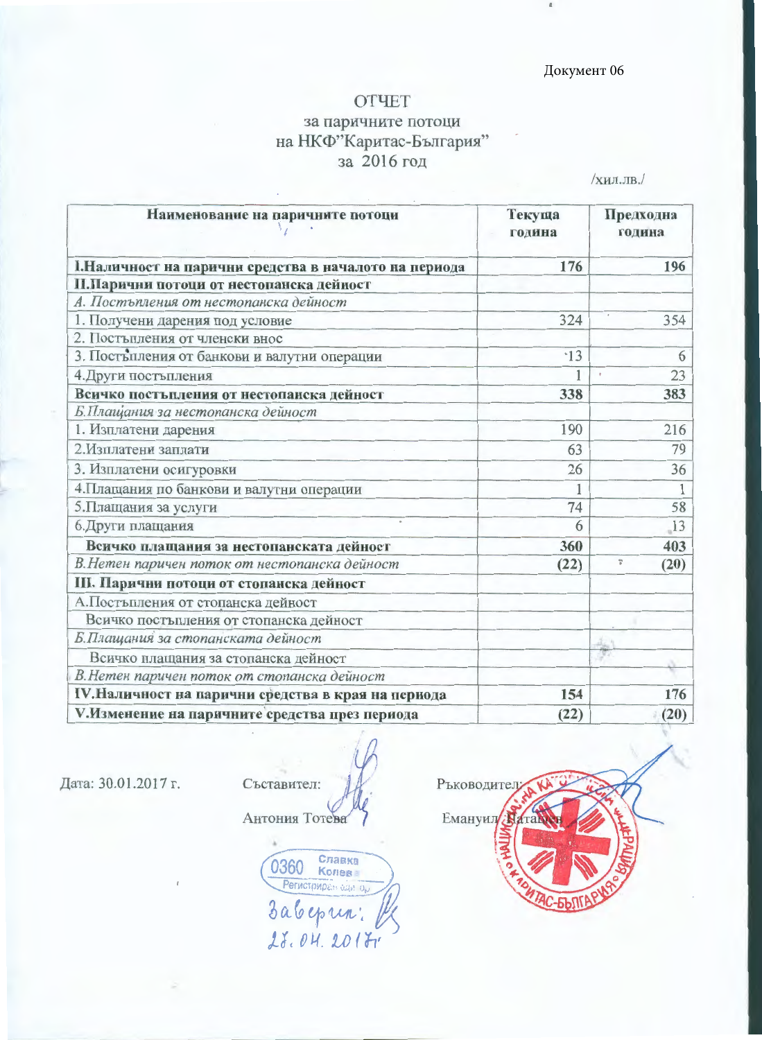Документ 06

# ОТЧЕТ
## за паричните потоци на НКФ"Каритас-България" за 2016 год

/хил.лв./

| Наименование на паричните потоци | Текуща година | Предходна година |
|---|---|---|
| **I.Наличност на парични средства в началото на периода** | **176** | **196** |
| **II.Парични потоци от нестопанска дейност** | | |
| *А. Постъпления от нестопанска дейност* | | |
| 1. Получени дарения под условие | 324 | 354 |
| 2. Постъпления от членски внос | | |
| 3. Постъпления от банкови и валутни операции | 13 | 6 |
| 4.Други постъпления | 1 | 23 |
| **Всичко постъпления от нестопанска дейност** | **338** | **383** |
| *Б.Плащания за нестопанска дейност* | | |
| 1. Изплатени дарения | 190 | 216 |
| 2.Изплатени заплати | 63 | 79 |
| 3. Изплатени осигуровки | 26 | 36 |
| 4.Плащания по банкови и валутни операции | 1 | 1 |
| 5.Плащания за услуги | 74 | 58 |
| 6.Други плащания | 6 | 13 |
| **Всичко плащания за нестопанската дейност** | **360** | **403** |
| *В.Нетен паричен поток от нестопанска дейност* | **(22)** | **(20)** |
| **III. Парични потоци от стопанска дейност** | | |
| А.Постъпления от стопанска дейност | | |
| Всичко постъпления от стопанска дейност | | |
| *Б.Плащания за стопанската дейност* | | |
| Всичко плащания за стопанска дейност | | |
| *В.Нетен паричен поток от стопанска дейност* | | |
| **IV.Наличност на парични средства в края на периода** | **154** | **176** |
| **V.Изменение на паричните средства през периода** | **(22)** | **(20)** |

Дата: 30.01.2017 г.

Съставител: Антония Тотева

Ръководител: Емануил Патапев

0360 Славка Колева Регистриран одитор

Заверил: 28.04.2017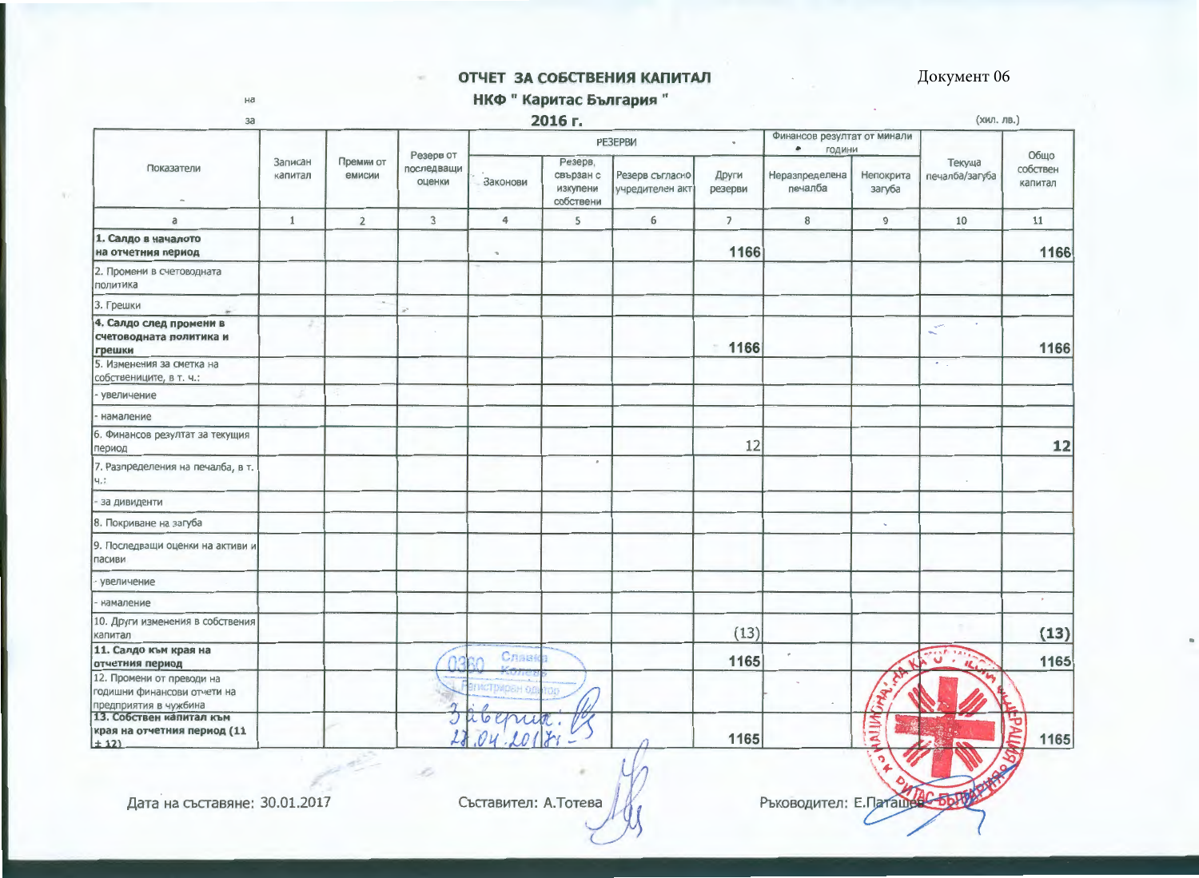Документ 06

# ОТЧЕТ ЗА СОБСТВЕНИЯ КАПИТАЛ

на **НКФ " Каритас България "**

за **2016 г.**

(хил. лв.)

| Показатели | Записан капитал | Премии от емисии | Резерв от последващи оценки | РЕЗЕРВИ | | | | Финансов резултат от минали години | | Текуща печалба/загуба | Общо собствен капитал |
|---|---|---|---|---|---|---|---|---|---|---|---|
| | | | | Законови | Резерв, свързан с изкупени собствени | Резерв съгласно учредителен акт | Други резерви | Неразпределена печалба | Непокрита загуба | | |
| а | 1 | 2 | 3 | 4 | 5 | 6 | 7 | 8 | 9 | 10 | 11 |
| **1. Салдо в началото на отчетния период** | | | | | | | **1166** | | | | **1166** |
| 2. Промени в счетоводната политика | | | | | | | | | | | |
| 3. Грешки | | | | | | | | | | | |
| **4. Салдо след промени в счетоводната политика и грешки** | | | | | | | **1166** | | | | **1166** |
| 5. Изменения за сметка на собствениците, в т. ч.: | | | | | | | | | | | |
| - увеличение | | | | | | | | | | | |
| - намаление | | | | | | | | | | | |
| 6. Финансов резултат за текущия период | | | | | | | 12 | | | | **12** |
| 7. Разпределения на печалба, в т. ч.: | | | | | | | | | | | |
| - за дивиденти | | | | | | | | | | | |
| 8. Покриване на загуба | | | | | | | | | | | |
| 9. Последващи оценки на активи и пасиви | | | | | | | | | | | |
| - увеличение | | | | | | | | | | | |
| - намаление | | | | | | | | | | | |
| 10. Други изменения в собствения капитал | | | | | | | (13) | | | | **(13)** |
| **11. Салдо към края на отчетния период** | | | | | | | **1165** | | | | **1165** |
| 12. Промени от преводи на годишни финансови отчети на предприятия в чужбина | | | | | | | | | | | |
| **13. Собствен капитал към края на отчетния период (11 ± 12)** | | | | | | | **1165** | | | | **1165** |

Дата на съставяне: 30.01.2017

Съставител: А.Тотева

Ръководител: Е.Паташев